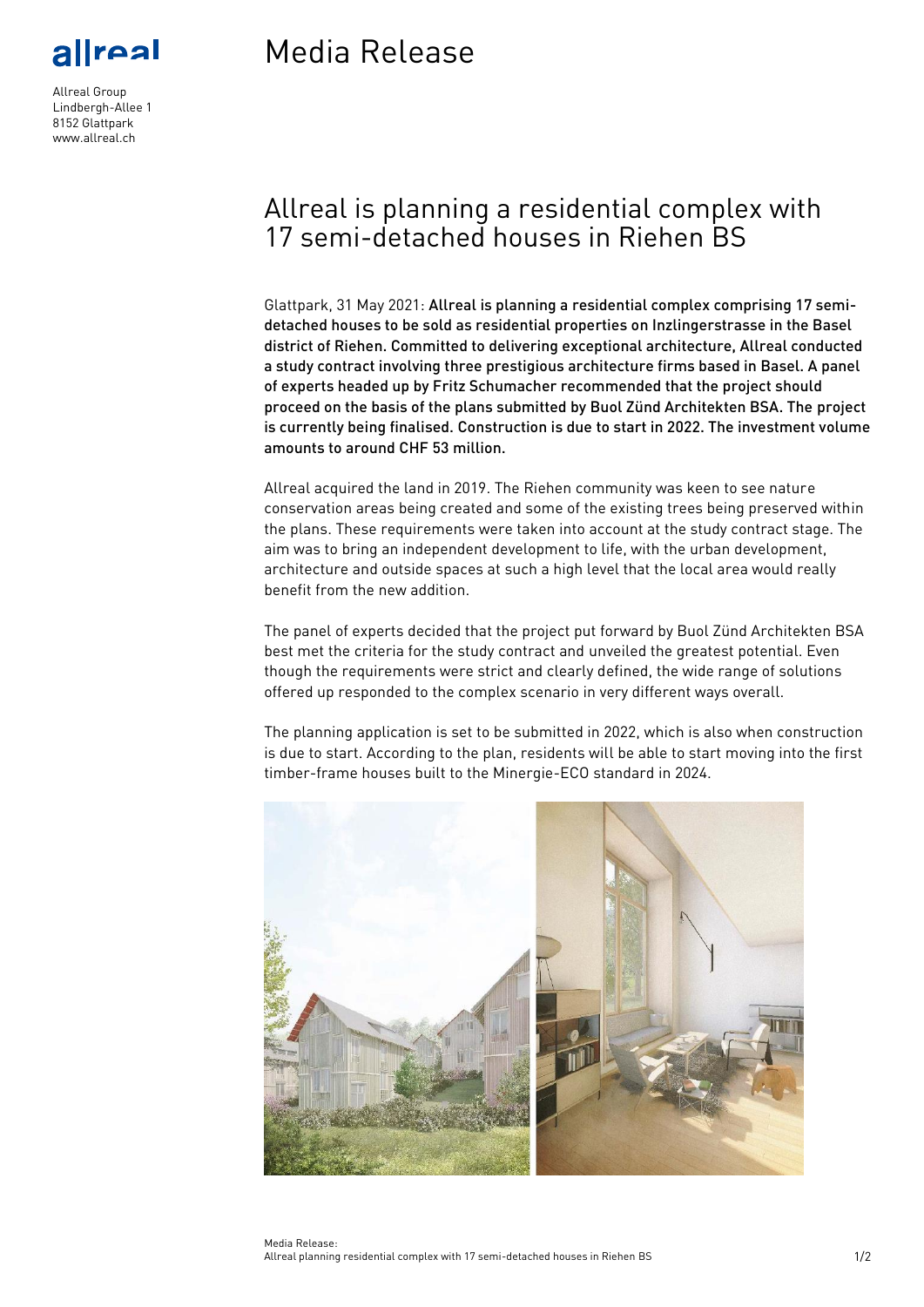allreal

Allreal Group
Lindbergh-Allee 1
8152 Glattpark
www.allreal.ch

# Media Release

## Allreal is planning a residential complex with 17 semi-detached houses in Riehen BS

Glattpark, 31 May 2021: **Allreal is planning a residential complex comprising 17 semi-detached houses to be sold as residential properties on Inzlingerstrasse in the Basel district of Riehen. Committed to delivering exceptional architecture, Allreal conducted a study contract involving three prestigious architecture firms based in Basel. A panel of experts headed up by Fritz Schumacher recommended that the project should proceed on the basis of the plans submitted by Buol Zünd Architekten BSA. The project is currently being finalised. Construction is due to start in 2022. The investment volume amounts to around CHF 53 million.**

Allreal acquired the land in 2019. The Riehen community was keen to see nature conservation areas being created and some of the existing trees being preserved within the plans. These requirements were taken into account at the study contract stage. The aim was to bring an independent development to life, with the urban development, architecture and outside spaces at such a high level that the local area would really benefit from the new addition.

The panel of experts decided that the project put forward by Buol Zünd Architekten BSA best met the criteria for the study contract and unveiled the greatest potential. Even though the requirements were strict and clearly defined, the wide range of solutions offered up responded to the complex scenario in very different ways overall.

The planning application is set to be submitted in 2022, which is also when construction is due to start. According to the plan, residents will be able to start moving into the first timber-frame houses built to the Minergie-ECO standard in 2024.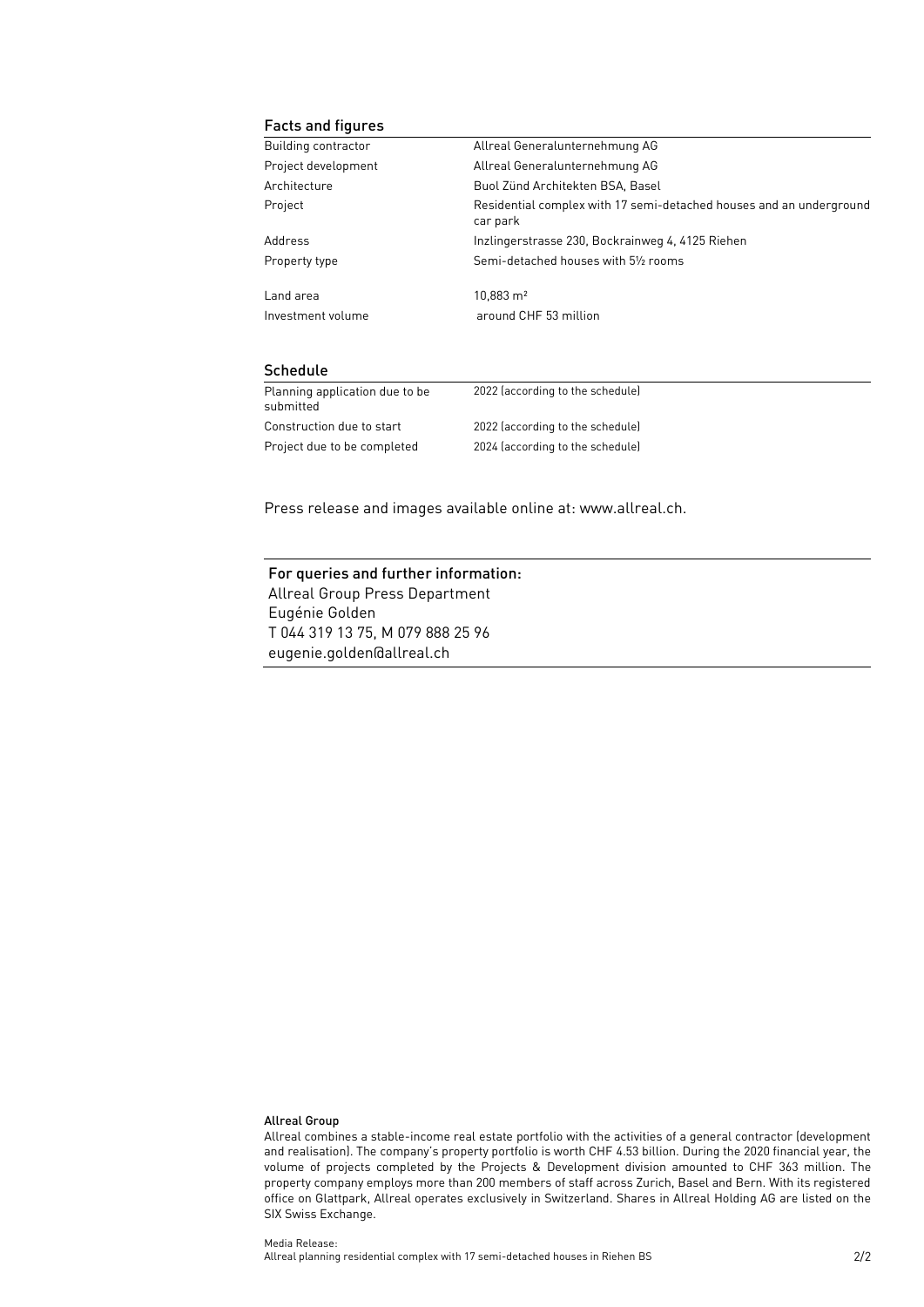## Facts and figures

| | |
|---|---|
| Building contractor | Allreal Generalunternehmung AG |
| Project development | Allreal Generalunternehmung AG |
| Architecture | Buol Zünd Architekten BSA, Basel |
| Project | Residential complex with 17 semi-detached houses and an underground car park |
| Address | Inzlingerstrasse 230, Bockrainweg 4, 4125 Riehen |
| Property type | Semi-detached houses with 5½ rooms |
| Land area | 10,883 m² |
| Investment volume | around CHF 53 million |

## Schedule

| | |
|---|---|
| Planning application due to be submitted | 2022 (according to the schedule) |
| Construction due to start | 2022 (according to the schedule) |
| Project due to be completed | 2024 (according to the schedule) |

Press release and images available online at: www.allreal.ch.

**For queries and further information:**
Allreal Group Press Department
Eugénie Golden
T 044 319 13 75, M 079 888 25 96
eugenie.golden@allreal.ch

**Allreal Group**
Allreal combines a stable-income real estate portfolio with the activities of a general contractor (development and realisation). The company's property portfolio is worth CHF 4.53 billion. During the 2020 financial year, the volume of projects completed by the Projects & Development division amounted to CHF 363 million. The property company employs more than 200 members of staff across Zurich, Basel and Bern. With its registered office on Glattpark, Allreal operates exclusively in Switzerland. Shares in Allreal Holding AG are listed on the SIX Swiss Exchange.